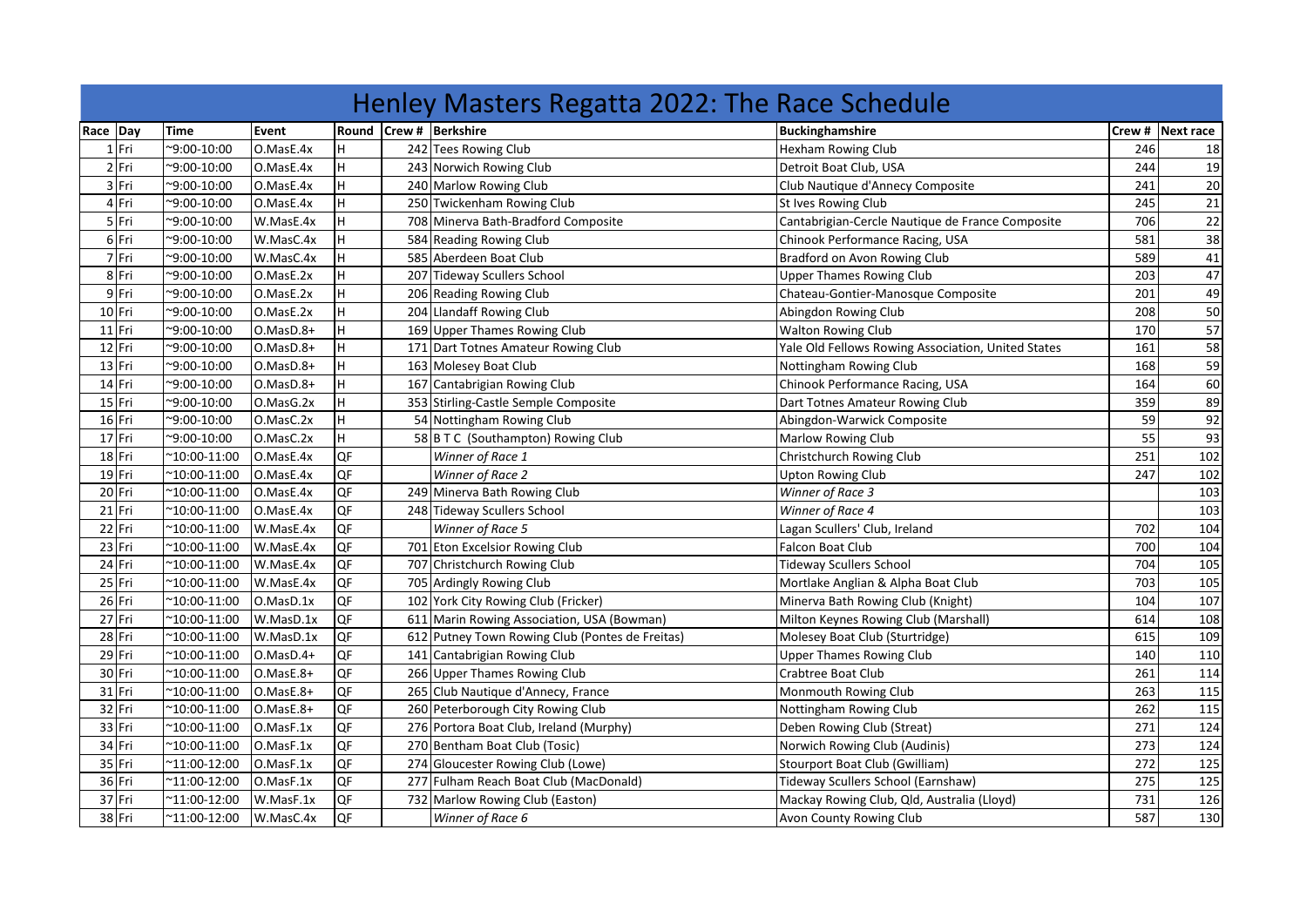# Henley Masters Regatta 2022: The Race Schedule

| Race | Day | Time | Event | Round | Crew # | Berkshire | Buckinghamshire | Crew # | Next race |
|---|---|---|---|---|---|---|---|---|---|
| 1 | Fri | ~9:00-10:00 | O.MasE.4x | H | 242 | Tees Rowing Club | Hexham Rowing Club | 246 | 18 |
| 2 | Fri | ~9:00-10:00 | O.MasE.4x | H | 243 | Norwich Rowing Club | Detroit Boat Club, USA | 244 | 19 |
| 3 | Fri | ~9:00-10:00 | O.MasE.4x | H | 240 | Marlow Rowing Club | Club Nautique d'Annecy Composite | 241 | 20 |
| 4 | Fri | ~9:00-10:00 | O.MasE.4x | H | 250 | Twickenham Rowing Club | St Ives Rowing Club | 245 | 21 |
| 5 | Fri | ~9:00-10:00 | W.MasE.4x | H | 708 | Minerva Bath-Bradford Composite | Cantabrigian-Cercle Nautique de France Composite | 706 | 22 |
| 6 | Fri | ~9:00-10:00 | W.MasC.4x | H | 584 | Reading Rowing Club | Chinook Performance Racing, USA | 581 | 38 |
| 7 | Fri | ~9:00-10:00 | W.MasC.4x | H | 585 | Aberdeen Boat Club | Bradford on Avon Rowing Club | 589 | 41 |
| 8 | Fri | ~9:00-10:00 | O.MasE.2x | H | 207 | Tideway Scullers School | Upper Thames Rowing Club | 203 | 47 |
| 9 | Fri | ~9:00-10:00 | O.MasE.2x | H | 206 | Reading Rowing Club | Chateau-Gontier-Manosque Composite | 201 | 49 |
| 10 | Fri | ~9:00-10:00 | O.MasE.2x | H | 204 | Llandaff Rowing Club | Abingdon Rowing Club | 208 | 50 |
| 11 | Fri | ~9:00-10:00 | O.MasD.8+ | H | 169 | Upper Thames Rowing Club | Walton Rowing Club | 170 | 57 |
| 12 | Fri | ~9:00-10:00 | O.MasD.8+ | H | 171 | Dart Totnes Amateur Rowing Club | Yale Old Fellows Rowing Association, United States | 161 | 58 |
| 13 | Fri | ~9:00-10:00 | O.MasD.8+ | H | 163 | Molesey Boat Club | Nottingham Rowing Club | 168 | 59 |
| 14 | Fri | ~9:00-10:00 | O.MasD.8+ | H | 167 | Cantabrigian Rowing Club | Chinook Performance Racing, USA | 164 | 60 |
| 15 | Fri | ~9:00-10:00 | O.MasG.2x | H | 353 | Stirling-Castle Semple Composite | Dart Totnes Amateur Rowing Club | 359 | 89 |
| 16 | Fri | ~9:00-10:00 | O.MasC.2x | H | 54 | Nottingham Rowing Club | Abingdon-Warwick Composite | 59 | 92 |
| 17 | Fri | ~9:00-10:00 | O.MasC.2x | H | 58 | B T C (Southampton) Rowing Club | Marlow Rowing Club | 55 | 93 |
| 18 | Fri | ~10:00-11:00 | O.MasE.4x | QF | | *Winner of Race 1* | Christchurch Rowing Club | 251 | 102 |
| 19 | Fri | ~10:00-11:00 | O.MasE.4x | QF | | *Winner of Race 2* | Upton Rowing Club | 247 | 102 |
| 20 | Fri | ~10:00-11:00 | O.MasE.4x | QF | 249 | Minerva Bath Rowing Club | *Winner of Race 3* | | 103 |
| 21 | Fri | ~10:00-11:00 | O.MasE.4x | QF | 248 | Tideway Scullers School | *Winner of Race 4* | | 103 |
| 22 | Fri | ~10:00-11:00 | W.MasE.4x | QF | | *Winner of Race 5* | Lagan Scullers' Club, Ireland | 702 | 104 |
| 23 | Fri | ~10:00-11:00 | W.MasE.4x | QF | 701 | Eton Excelsior Rowing Club | Falcon Boat Club | 700 | 104 |
| 24 | Fri | ~10:00-11:00 | W.MasE.4x | QF | 707 | Christchurch Rowing Club | Tideway Scullers School | 704 | 105 |
| 25 | Fri | ~10:00-11:00 | W.MasE.4x | QF | 705 | Ardingly Rowing Club | Mortlake Anglian & Alpha Boat Club | 703 | 105 |
| 26 | Fri | ~10:00-11:00 | O.MasD.1x | QF | 102 | York City Rowing Club (Fricker) | Minerva Bath Rowing Club (Knight) | 104 | 107 |
| 27 | Fri | ~10:00-11:00 | W.MasD.1x | QF | 611 | Marin Rowing Association, USA (Bowman) | Milton Keynes Rowing Club (Marshall) | 614 | 108 |
| 28 | Fri | ~10:00-11:00 | W.MasD.1x | QF | 612 | Putney Town Rowing Club (Pontes de Freitas) | Molesey Boat Club (Sturtridge) | 615 | 109 |
| 29 | Fri | ~10:00-11:00 | O.MasD.4+ | QF | 141 | Cantabrigian Rowing Club | Upper Thames Rowing Club | 140 | 110 |
| 30 | Fri | ~10:00-11:00 | O.MasE.8+ | QF | 266 | Upper Thames Rowing Club | Crabtree Boat Club | 261 | 114 |
| 31 | Fri | ~10:00-11:00 | O.MasE.8+ | QF | 265 | Club Nautique d'Annecy, France | Monmouth Rowing Club | 263 | 115 |
| 32 | Fri | ~10:00-11:00 | O.MasE.8+ | QF | 260 | Peterborough City Rowing Club | Nottingham Rowing Club | 262 | 115 |
| 33 | Fri | ~10:00-11:00 | O.MasF.1x | QF | 276 | Portora Boat Club, Ireland (Murphy) | Deben Rowing Club (Streat) | 271 | 124 |
| 34 | Fri | ~10:00-11:00 | O.MasF.1x | QF | 270 | Bentham Boat Club (Tosic) | Norwich Rowing Club (Audinis) | 273 | 124 |
| 35 | Fri | ~11:00-12:00 | O.MasF.1x | QF | 274 | Gloucester Rowing Club (Lowe) | Stourport Boat Club (Gwilliam) | 272 | 125 |
| 36 | Fri | ~11:00-12:00 | O.MasF.1x | QF | 277 | Fulham Reach Boat Club (MacDonald) | Tideway Scullers School (Earnshaw) | 275 | 125 |
| 37 | Fri | ~11:00-12:00 | W.MasF.1x | QF | 732 | Marlow Rowing Club (Easton) | Mackay Rowing Club, Qld, Australia (Lloyd) | 731 | 126 |
| 38 | Fri | ~11:00-12:00 | W.MasC.4x | QF | | *Winner of Race 6* | Avon County Rowing Club | 587 | 130 |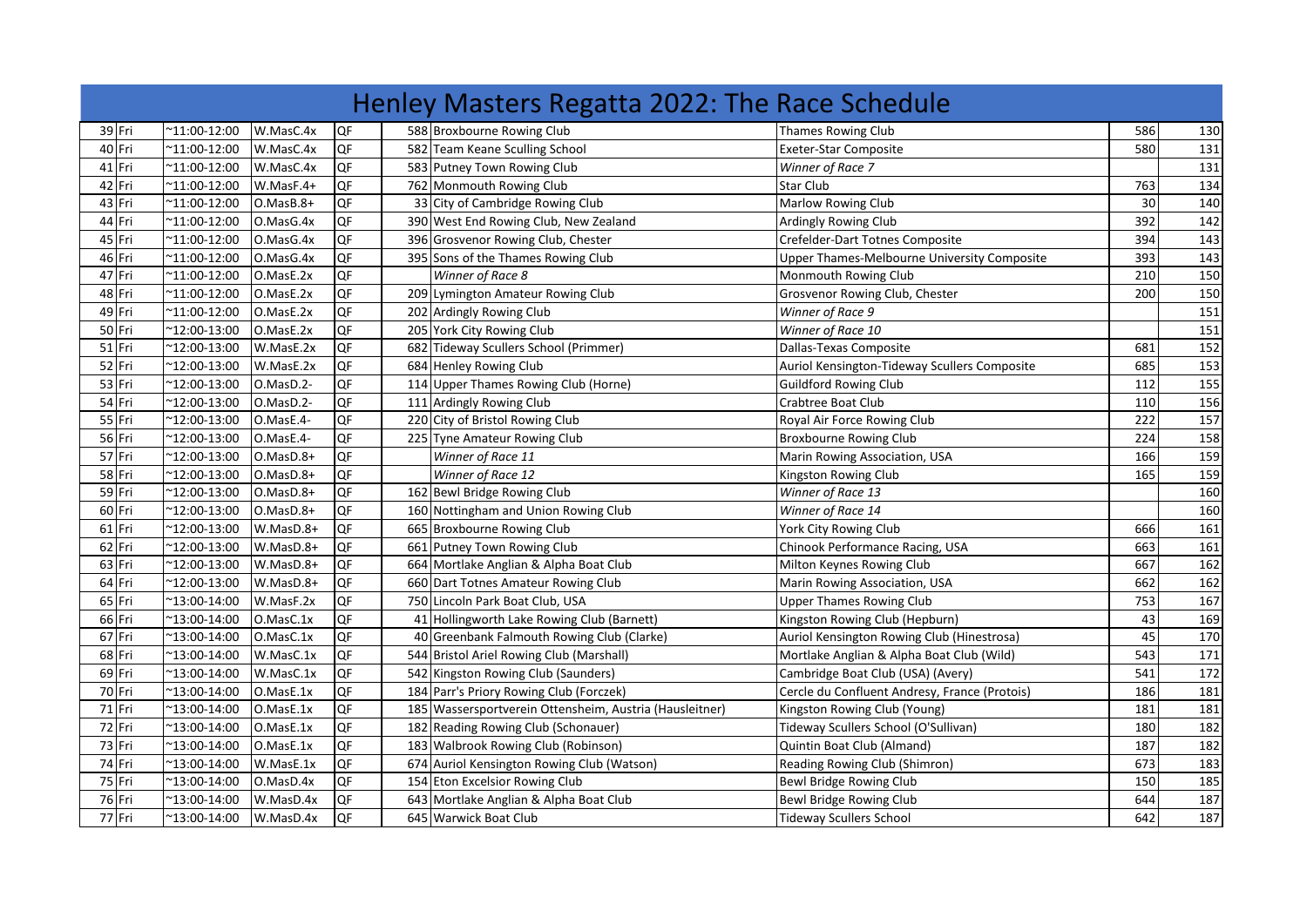# Henley Masters Regatta 2022: The Race Schedule

| | | | | | | | | | |
|---|---|---|---|---|---|---|---|---|---|
| 39 | Fri | ~11:00-12:00 | W.MasC.4x | QF | 588 | Broxbourne Rowing Club | Thames Rowing Club | 586 | 130 |
| 40 | Fri | ~11:00-12:00 | W.MasC.4x | QF | 582 | Team Keane Sculling School | Exeter-Star Composite | 580 | 131 |
| 41 | Fri | ~11:00-12:00 | W.MasC.4x | QF | 583 | Putney Town Rowing Club | *Winner of Race 7* | | 131 |
| 42 | Fri | ~11:00-12:00 | W.MasF.4+ | QF | 762 | Monmouth Rowing Club | Star Club | 763 | 134 |
| 43 | Fri | ~11:00-12:00 | O.MasB.8+ | QF | 33 | City of Cambridge Rowing Club | Marlow Rowing Club | 30 | 140 |
| 44 | Fri | ~11:00-12:00 | O.MasG.4x | QF | 390 | West End Rowing Club, New Zealand | Ardingly Rowing Club | 392 | 142 |
| 45 | Fri | ~11:00-12:00 | O.MasG.4x | QF | 396 | Grosvenor Rowing Club, Chester | Crefelder-Dart Totnes Composite | 394 | 143 |
| 46 | Fri | ~11:00-12:00 | O.MasG.4x | QF | 395 | Sons of the Thames Rowing Club | Upper Thames-Melbourne University Composite | 393 | 143 |
| 47 | Fri | ~11:00-12:00 | O.MasE.2x | QF | | *Winner of Race 8* | Monmouth Rowing Club | 210 | 150 |
| 48 | Fri | ~11:00-12:00 | O.MasE.2x | QF | 209 | Lymington Amateur Rowing Club | Grosvenor Rowing Club, Chester | 200 | 150 |
| 49 | Fri | ~11:00-12:00 | O.MasE.2x | QF | 202 | Ardingly Rowing Club | *Winner of Race 9* | | 151 |
| 50 | Fri | ~12:00-13:00 | O.MasE.2x | QF | 205 | York City Rowing Club | *Winner of Race 10* | | 151 |
| 51 | Fri | ~12:00-13:00 | W.MasE.2x | QF | 682 | Tideway Scullers School (Primmer) | Dallas-Texas Composite | 681 | 152 |
| 52 | Fri | ~12:00-13:00 | W.MasE.2x | QF | 684 | Henley Rowing Club | Auriol Kensington-Tideway Scullers Composite | 685 | 153 |
| 53 | Fri | ~12:00-13:00 | O.MasD.2- | QF | 114 | Upper Thames Rowing Club (Horne) | Guildford Rowing Club | 112 | 155 |
| 54 | Fri | ~12:00-13:00 | O.MasD.2- | QF | 111 | Ardingly Rowing Club | Crabtree Boat Club | 110 | 156 |
| 55 | Fri | ~12:00-13:00 | O.MasE.4- | QF | 220 | City of Bristol Rowing Club | Royal Air Force Rowing Club | 222 | 157 |
| 56 | Fri | ~12:00-13:00 | O.MasE.4- | QF | 225 | Tyne Amateur Rowing Club | Broxbourne Rowing Club | 224 | 158 |
| 57 | Fri | ~12:00-13:00 | O.MasD.8+ | QF | | *Winner of Race 11* | Marin Rowing Association, USA | 166 | 159 |
| 58 | Fri | ~12:00-13:00 | O.MasD.8+ | QF | | *Winner of Race 12* | Kingston Rowing Club | 165 | 159 |
| 59 | Fri | ~12:00-13:00 | O.MasD.8+ | QF | 162 | Bewl Bridge Rowing Club | *Winner of Race 13* | | 160 |
| 60 | Fri | ~12:00-13:00 | O.MasD.8+ | QF | 160 | Nottingham and Union Rowing Club | *Winner of Race 14* | | 160 |
| 61 | Fri | ~12:00-13:00 | W.MasD.8+ | QF | 665 | Broxbourne Rowing Club | York City Rowing Club | 666 | 161 |
| 62 | Fri | ~12:00-13:00 | W.MasD.8+ | QF | 661 | Putney Town Rowing Club | Chinook Performance Racing, USA | 663 | 161 |
| 63 | Fri | ~12:00-13:00 | W.MasD.8+ | QF | 664 | Mortlake Anglian & Alpha Boat Club | Milton Keynes Rowing Club | 667 | 162 |
| 64 | Fri | ~12:00-13:00 | W.MasD.8+ | QF | 660 | Dart Totnes Amateur Rowing Club | Marin Rowing Association, USA | 662 | 162 |
| 65 | Fri | ~13:00-14:00 | W.MasF.2x | QF | 750 | Lincoln Park Boat Club, USA | Upper Thames Rowing Club | 753 | 167 |
| 66 | Fri | ~13:00-14:00 | O.MasC.1x | QF | 41 | Hollingworth Lake Rowing Club (Barnett) | Kingston Rowing Club (Hepburn) | 43 | 169 |
| 67 | Fri | ~13:00-14:00 | O.MasC.1x | QF | 40 | Greenbank Falmouth Rowing Club (Clarke) | Auriol Kensington Rowing Club (Hinestrosa) | 45 | 170 |
| 68 | Fri | ~13:00-14:00 | W.MasC.1x | QF | 544 | Bristol Ariel Rowing Club (Marshall) | Mortlake Anglian & Alpha Boat Club (Wild) | 543 | 171 |
| 69 | Fri | ~13:00-14:00 | W.MasC.1x | QF | 542 | Kingston Rowing Club (Saunders) | Cambridge Boat Club (USA) (Avery) | 541 | 172 |
| 70 | Fri | ~13:00-14:00 | O.MasE.1x | QF | 184 | Parr's Priory Rowing Club (Forczek) | Cercle du Confluent Andresy, France (Protois) | 186 | 181 |
| 71 | Fri | ~13:00-14:00 | O.MasE.1x | QF | 185 | Wassersportverein Ottensheim, Austria (Hausleitner) | Kingston Rowing Club (Young) | 181 | 181 |
| 72 | Fri | ~13:00-14:00 | O.MasE.1x | QF | 182 | Reading Rowing Club (Schonauer) | Tideway Scullers School (O'Sullivan) | 180 | 182 |
| 73 | Fri | ~13:00-14:00 | O.MasE.1x | QF | 183 | Walbrook Rowing Club (Robinson) | Quintin Boat Club (Almand) | 187 | 182 |
| 74 | Fri | ~13:00-14:00 | W.MasE.1x | QF | 674 | Auriol Kensington Rowing Club (Watson) | Reading Rowing Club (Shimron) | 673 | 183 |
| 75 | Fri | ~13:00-14:00 | O.MasD.4x | QF | 154 | Eton Excelsior Rowing Club | Bewl Bridge Rowing Club | 150 | 185 |
| 76 | Fri | ~13:00-14:00 | W.MasD.4x | QF | 643 | Mortlake Anglian & Alpha Boat Club | Bewl Bridge Rowing Club | 644 | 187 |
| 77 | Fri | ~13:00-14:00 | W.MasD.4x | QF | 645 | Warwick Boat Club | Tideway Scullers School | 642 | 187 |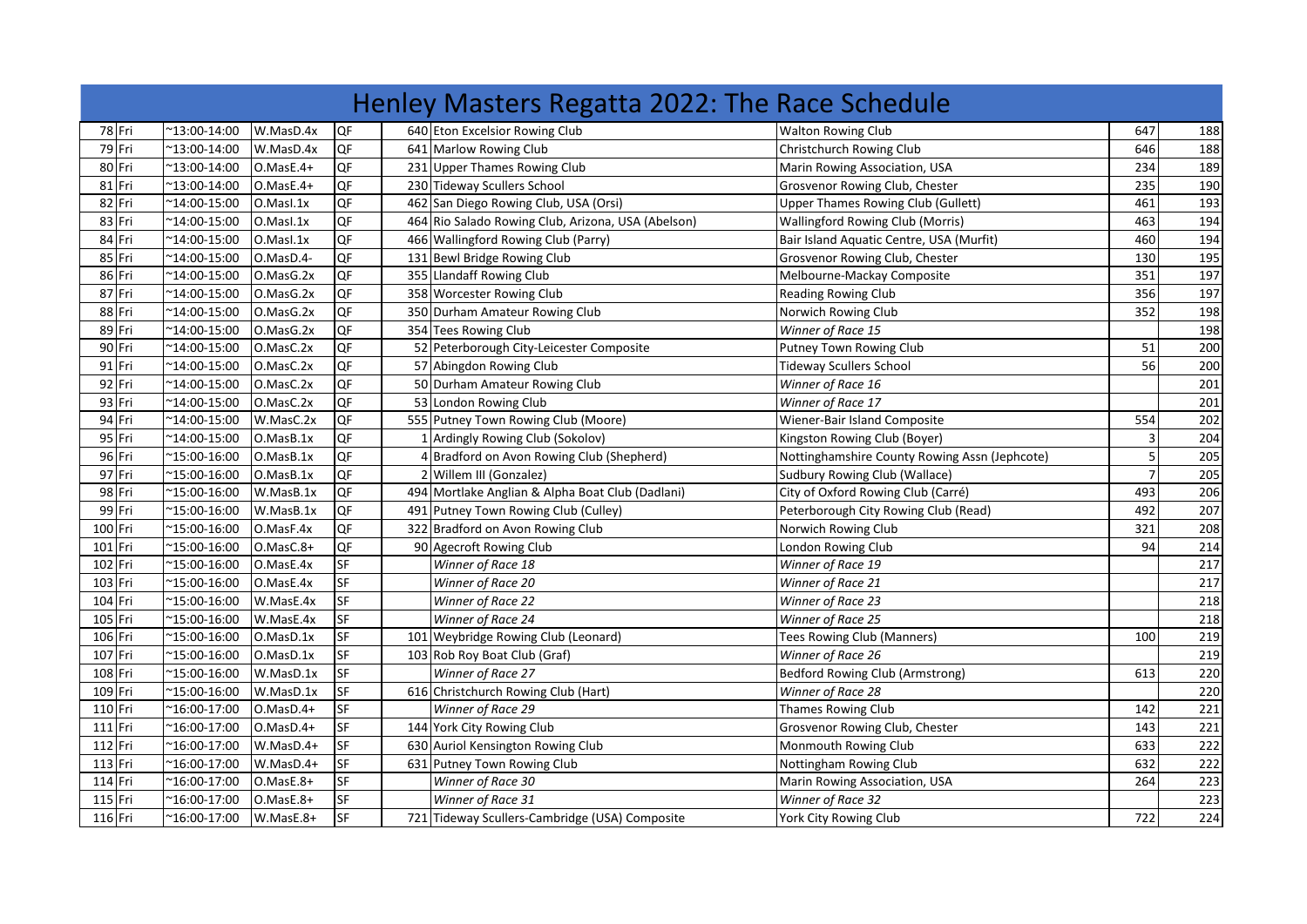# Henley Masters Regatta 2022: The Race Schedule

| | | | | | | | | | |
|---|---|---|---|---|---|---|---|---|---|
| 78 | Fri | ~13:00-14:00 | W.MasD.4x | QF | 640 | Eton Excelsior Rowing Club | Walton Rowing Club | 647 | 188 |
| 79 | Fri | ~13:00-14:00 | W.MasD.4x | QF | 641 | Marlow Rowing Club | Christchurch Rowing Club | 646 | 188 |
| 80 | Fri | ~13:00-14:00 | O.MasE.4+ | QF | 231 | Upper Thames Rowing Club | Marin Rowing Association, USA | 234 | 189 |
| 81 | Fri | ~13:00-14:00 | O.MasE.4+ | QF | 230 | Tideway Scullers School | Grosvenor Rowing Club, Chester | 235 | 190 |
| 82 | Fri | ~14:00-15:00 | O.MasI.1x | QF | 462 | San Diego Rowing Club, USA (Orsi) | Upper Thames Rowing Club (Gullett) | 461 | 193 |
| 83 | Fri | ~14:00-15:00 | O.MasI.1x | QF | 464 | Rio Salado Rowing Club, Arizona, USA (Abelson) | Wallingford Rowing Club (Morris) | 463 | 194 |
| 84 | Fri | ~14:00-15:00 | O.MasI.1x | QF | 466 | Wallingford Rowing Club (Parry) | Bair Island Aquatic Centre, USA (Murfit) | 460 | 194 |
| 85 | Fri | ~14:00-15:00 | O.MasD.4- | QF | 131 | Bewl Bridge Rowing Club | Grosvenor Rowing Club, Chester | 130 | 195 |
| 86 | Fri | ~14:00-15:00 | O.MasG.2x | QF | 355 | Llandaff Rowing Club | Melbourne-Mackay Composite | 351 | 197 |
| 87 | Fri | ~14:00-15:00 | O.MasG.2x | QF | 358 | Worcester Rowing Club | Reading Rowing Club | 356 | 197 |
| 88 | Fri | ~14:00-15:00 | O.MasG.2x | QF | 350 | Durham Amateur Rowing Club | Norwich Rowing Club | 352 | 198 |
| 89 | Fri | ~14:00-15:00 | O.MasG.2x | QF | 354 | Tees Rowing Club | *Winner of Race 15* | | 198 |
| 90 | Fri | ~14:00-15:00 | O.MasC.2x | QF | 52 | Peterborough City-Leicester Composite | Putney Town Rowing Club | 51 | 200 |
| 91 | Fri | ~14:00-15:00 | O.MasC.2x | QF | 57 | Abingdon Rowing Club | Tideway Scullers School | 56 | 200 |
| 92 | Fri | ~14:00-15:00 | O.MasC.2x | QF | 50 | Durham Amateur Rowing Club | *Winner of Race 16* | | 201 |
| 93 | Fri | ~14:00-15:00 | O.MasC.2x | QF | 53 | London Rowing Club | *Winner of Race 17* | | 201 |
| 94 | Fri | ~14:00-15:00 | W.MasC.2x | QF | 555 | Putney Town Rowing Club (Moore) | Wiener-Bair Island Composite | 554 | 202 |
| 95 | Fri | ~14:00-15:00 | O.MasB.1x | QF | 1 | Ardingly Rowing Club (Sokolov) | Kingston Rowing Club (Boyer) | 3 | 204 |
| 96 | Fri | ~15:00-16:00 | O.MasB.1x | QF | 4 | Bradford on Avon Rowing Club (Shepherd) | Nottinghamshire County Rowing Assn (Jephcote) | 5 | 205 |
| 97 | Fri | ~15:00-16:00 | O.MasB.1x | QF | 2 | Willem III (Gonzalez) | Sudbury Rowing Club (Wallace) | 7 | 205 |
| 98 | Fri | ~15:00-16:00 | W.MasB.1x | QF | 494 | Mortlake Anglian & Alpha Boat Club (Dadlani) | City of Oxford Rowing Club (Carré) | 493 | 206 |
| 99 | Fri | ~15:00-16:00 | W.MasB.1x | QF | 491 | Putney Town Rowing Club (Culley) | Peterborough City Rowing Club (Read) | 492 | 207 |
| 100 | Fri | ~15:00-16:00 | O.MasF.4x | QF | 322 | Bradford on Avon Rowing Club | Norwich Rowing Club | 321 | 208 |
| 101 | Fri | ~15:00-16:00 | O.MasC.8+ | QF | 90 | Agecroft Rowing Club | London Rowing Club | 94 | 214 |
| 102 | Fri | ~15:00-16:00 | O.MasE.4x | SF | | *Winner of Race 18* | *Winner of Race 19* | | 217 |
| 103 | Fri | ~15:00-16:00 | O.MasE.4x | SF | | *Winner of Race 20* | *Winner of Race 21* | | 217 |
| 104 | Fri | ~15:00-16:00 | W.MasE.4x | SF | | *Winner of Race 22* | *Winner of Race 23* | | 218 |
| 105 | Fri | ~15:00-16:00 | W.MasE.4x | SF | | *Winner of Race 24* | *Winner of Race 25* | | 218 |
| 106 | Fri | ~15:00-16:00 | O.MasD.1x | SF | 101 | Weybridge Rowing Club (Leonard) | Tees Rowing Club (Manners) | 100 | 219 |
| 107 | Fri | ~15:00-16:00 | O.MasD.1x | SF | 103 | Rob Roy Boat Club (Graf) | *Winner of Race 26* | | 219 |
| 108 | Fri | ~15:00-16:00 | W.MasD.1x | SF | | *Winner of Race 27* | Bedford Rowing Club (Armstrong) | 613 | 220 |
| 109 | Fri | ~15:00-16:00 | W.MasD.1x | SF | 616 | Christchurch Rowing Club (Hart) | *Winner of Race 28* | | 220 |
| 110 | Fri | ~16:00-17:00 | O.MasD.4+ | SF | | *Winner of Race 29* | Thames Rowing Club | 142 | 221 |
| 111 | Fri | ~16:00-17:00 | O.MasD.4+ | SF | 144 | York City Rowing Club | Grosvenor Rowing Club, Chester | 143 | 221 |
| 112 | Fri | ~16:00-17:00 | W.MasD.4+ | SF | 630 | Auriol Kensington Rowing Club | Monmouth Rowing Club | 633 | 222 |
| 113 | Fri | ~16:00-17:00 | W.MasD.4+ | SF | 631 | Putney Town Rowing Club | Nottingham Rowing Club | 632 | 222 |
| 114 | Fri | ~16:00-17:00 | O.MasE.8+ | SF | | *Winner of Race 30* | Marin Rowing Association, USA | 264 | 223 |
| 115 | Fri | ~16:00-17:00 | O.MasE.8+ | SF | | *Winner of Race 31* | *Winner of Race 32* | | 223 |
| 116 | Fri | ~16:00-17:00 | W.MasE.8+ | SF | 721 | Tideway Scullers-Cambridge (USA) Composite | York City Rowing Club | 722 | 224 |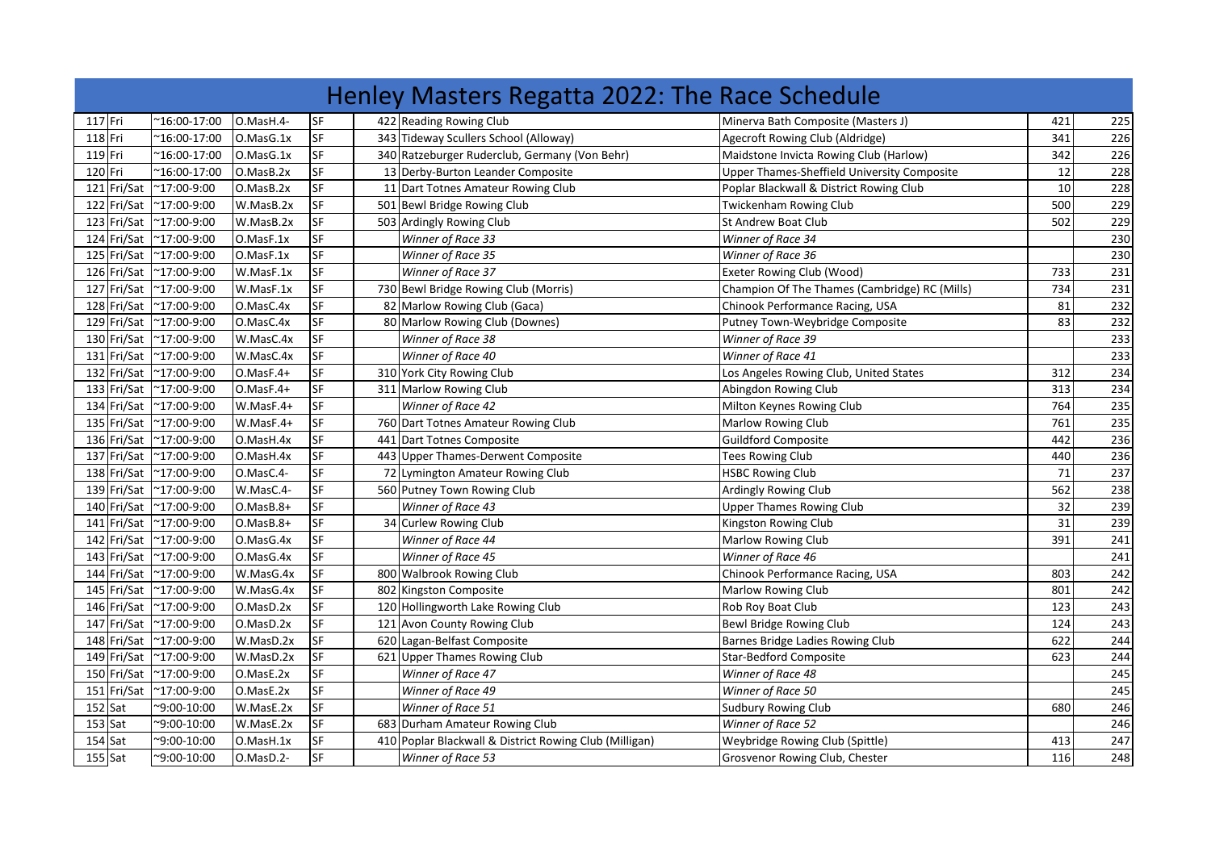# Henley Masters Regatta 2022: The Race Schedule

| | | | | | | | | | |
|---|---|---|---|---|---|---|---|---|---|
| 117 | Fri | ~16:00-17:00 | O.MasH.4- | SF | 422 | Reading Rowing Club | Minerva Bath Composite (Masters J) | 421 | 225 |
| 118 | Fri | ~16:00-17:00 | O.MasG.1x | SF | 343 | Tideway Scullers School (Alloway) | Agecroft Rowing Club (Aldridge) | 341 | 226 |
| 119 | Fri | ~16:00-17:00 | O.MasG.1x | SF | 340 | Ratzeburger Ruderclub, Germany (Von Behr) | Maidstone Invicta Rowing Club (Harlow) | 342 | 226 |
| 120 | Fri | ~16:00-17:00 | O.MasB.2x | SF | 13 | Derby-Burton Leander Composite | Upper Thames-Sheffield University Composite | 12 | 228 |
| 121 | Fri/Sat | ~17:00-9:00 | O.MasB.2x | SF | 11 | Dart Totnes Amateur Rowing Club | Poplar Blackwall & District Rowing Club | 10 | 228 |
| 122 | Fri/Sat | ~17:00-9:00 | W.MasB.2x | SF | 501 | Bewl Bridge Rowing Club | Twickenham Rowing Club | 500 | 229 |
| 123 | Fri/Sat | ~17:00-9:00 | W.MasB.2x | SF | 503 | Ardingly Rowing Club | St Andrew Boat Club | 502 | 229 |
| 124 | Fri/Sat | ~17:00-9:00 | O.MasF.1x | SF | | *Winner of Race 33* | *Winner of Race 34* | | 230 |
| 125 | Fri/Sat | ~17:00-9:00 | O.MasF.1x | SF | | *Winner of Race 35* | *Winner of Race 36* | | 230 |
| 126 | Fri/Sat | ~17:00-9:00 | W.MasF.1x | SF | | *Winner of Race 37* | Exeter Rowing Club (Wood) | 733 | 231 |
| 127 | Fri/Sat | ~17:00-9:00 | W.MasF.1x | SF | 730 | Bewl Bridge Rowing Club (Morris) | Champion Of The Thames (Cambridge) RC (Mills) | 734 | 231 |
| 128 | Fri/Sat | ~17:00-9:00 | O.MasC.4x | SF | 82 | Marlow Rowing Club (Gaca) | Chinook Performance Racing, USA | 81 | 232 |
| 129 | Fri/Sat | ~17:00-9:00 | O.MasC.4x | SF | 80 | Marlow Rowing Club (Downes) | Putney Town-Weybridge Composite | 83 | 232 |
| 130 | Fri/Sat | ~17:00-9:00 | W.MasC.4x | SF | | *Winner of Race 38* | *Winner of Race 39* | | 233 |
| 131 | Fri/Sat | ~17:00-9:00 | W.MasC.4x | SF | | *Winner of Race 40* | *Winner of Race 41* | | 233 |
| 132 | Fri/Sat | ~17:00-9:00 | O.MasF.4+ | SF | 310 | York City Rowing Club | Los Angeles Rowing Club, United States | 312 | 234 |
| 133 | Fri/Sat | ~17:00-9:00 | O.MasF.4+ | SF | 311 | Marlow Rowing Club | Abingdon Rowing Club | 313 | 234 |
| 134 | Fri/Sat | ~17:00-9:00 | W.MasF.4+ | SF | | *Winner of Race 42* | Milton Keynes Rowing Club | 764 | 235 |
| 135 | Fri/Sat | ~17:00-9:00 | W.MasF.4+ | SF | 760 | Dart Totnes Amateur Rowing Club | Marlow Rowing Club | 761 | 235 |
| 136 | Fri/Sat | ~17:00-9:00 | O.MasH.4x | SF | 441 | Dart Totnes Composite | Guildford Composite | 442 | 236 |
| 137 | Fri/Sat | ~17:00-9:00 | O.MasH.4x | SF | 443 | Upper Thames-Derwent Composite | Tees Rowing Club | 440 | 236 |
| 138 | Fri/Sat | ~17:00-9:00 | O.MasC.4- | SF | 72 | Lymington Amateur Rowing Club | HSBC Rowing Club | 71 | 237 |
| 139 | Fri/Sat | ~17:00-9:00 | W.MasC.4- | SF | 560 | Putney Town Rowing Club | Ardingly Rowing Club | 562 | 238 |
| 140 | Fri/Sat | ~17:00-9:00 | O.MasB.8+ | SF | | *Winner of Race 43* | Upper Thames Rowing Club | 32 | 239 |
| 141 | Fri/Sat | ~17:00-9:00 | O.MasB.8+ | SF | 34 | Curlew Rowing Club | Kingston Rowing Club | 31 | 239 |
| 142 | Fri/Sat | ~17:00-9:00 | O.MasG.4x | SF | | *Winner of Race 44* | Marlow Rowing Club | 391 | 241 |
| 143 | Fri/Sat | ~17:00-9:00 | O.MasG.4x | SF | | *Winner of Race 45* | *Winner of Race 46* | | 241 |
| 144 | Fri/Sat | ~17:00-9:00 | W.MasG.4x | SF | 800 | Walbrook Rowing Club | Chinook Performance Racing, USA | 803 | 242 |
| 145 | Fri/Sat | ~17:00-9:00 | W.MasG.4x | SF | 802 | Kingston Composite | Marlow Rowing Club | 801 | 242 |
| 146 | Fri/Sat | ~17:00-9:00 | O.MasD.2x | SF | 120 | Hollingworth Lake Rowing Club | Rob Roy Boat Club | 123 | 243 |
| 147 | Fri/Sat | ~17:00-9:00 | O.MasD.2x | SF | 121 | Avon County Rowing Club | Bewl Bridge Rowing Club | 124 | 243 |
| 148 | Fri/Sat | ~17:00-9:00 | W.MasD.2x | SF | 620 | Lagan-Belfast Composite | Barnes Bridge Ladies Rowing Club | 622 | 244 |
| 149 | Fri/Sat | ~17:00-9:00 | W.MasD.2x | SF | 621 | Upper Thames Rowing Club | Star-Bedford Composite | 623 | 244 |
| 150 | Fri/Sat | ~17:00-9:00 | O.MasE.2x | SF | | *Winner of Race 47* | *Winner of Race 48* | | 245 |
| 151 | Fri/Sat | ~17:00-9:00 | O.MasE.2x | SF | | *Winner of Race 49* | *Winner of Race 50* | | 245 |
| 152 | Sat | ~9:00-10:00 | W.MasE.2x | SF | | *Winner of Race 51* | Sudbury Rowing Club | 680 | 246 |
| 153 | Sat | ~9:00-10:00 | W.MasE.2x | SF | 683 | Durham Amateur Rowing Club | *Winner of Race 52* | | 246 |
| 154 | Sat | ~9:00-10:00 | O.MasH.1x | SF | 410 | Poplar Blackwall & District Rowing Club (Milligan) | Weybridge Rowing Club (Spittle) | 413 | 247 |
| 155 | Sat | ~9:00-10:00 | O.MasD.2- | SF | | *Winner of Race 53* | Grosvenor Rowing Club, Chester | 116 | 248 |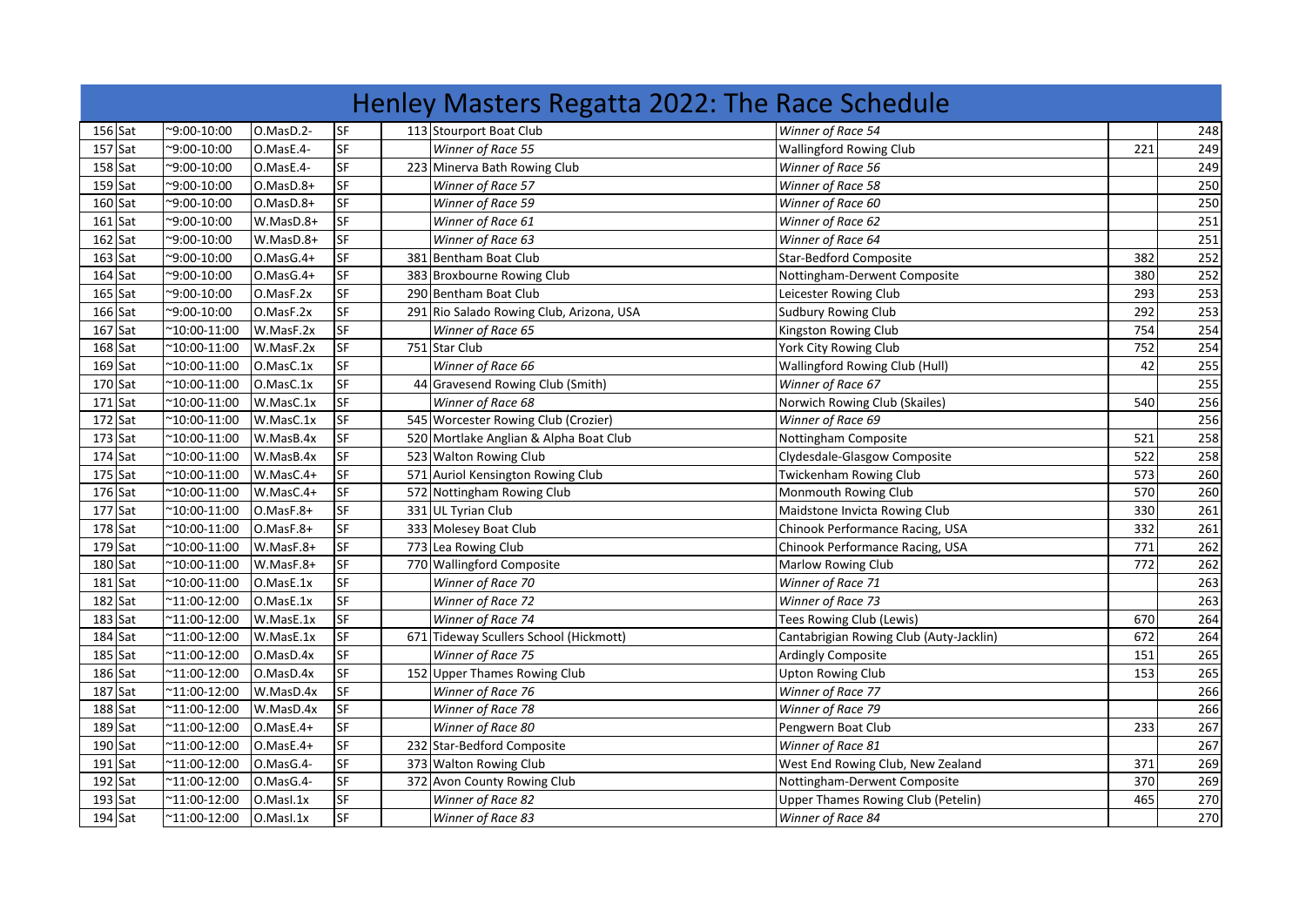# Henley Masters Regatta 2022: The Race Schedule

| | | | | | | | | |
|---|---|---|---|---|---|---|---|---|
| 156 | Sat | ~9:00-10:00 | O.MasD.2- | SF | 113 | Stourport Boat Club | *Winner of Race 54* | | 248 |
| 157 | Sat | ~9:00-10:00 | O.MasE.4- | SF | | *Winner of Race 55* | Wallingford Rowing Club | 221 | 249 |
| 158 | Sat | ~9:00-10:00 | O.MasE.4- | SF | 223 | Minerva Bath Rowing Club | *Winner of Race 56* | | 249 |
| 159 | Sat | ~9:00-10:00 | O.MasD.8+ | SF | | *Winner of Race 57* | *Winner of Race 58* | | 250 |
| 160 | Sat | ~9:00-10:00 | O.MasD.8+ | SF | | *Winner of Race 59* | *Winner of Race 60* | | 250 |
| 161 | Sat | ~9:00-10:00 | W.MasD.8+ | SF | | *Winner of Race 61* | *Winner of Race 62* | | 251 |
| 162 | Sat | ~9:00-10:00 | W.MasD.8+ | SF | | *Winner of Race 63* | *Winner of Race 64* | | 251 |
| 163 | Sat | ~9:00-10:00 | O.MasG.4+ | SF | 381 | Bentham Boat Club | Star-Bedford Composite | 382 | 252 |
| 164 | Sat | ~9:00-10:00 | O.MasG.4+ | SF | 383 | Broxbourne Rowing Club | Nottingham-Derwent Composite | 380 | 252 |
| 165 | Sat | ~9:00-10:00 | O.MasF.2x | SF | 290 | Bentham Boat Club | Leicester Rowing Club | 293 | 253 |
| 166 | Sat | ~9:00-10:00 | O.MasF.2x | SF | 291 | Rio Salado Rowing Club, Arizona, USA | Sudbury Rowing Club | 292 | 253 |
| 167 | Sat | ~10:00-11:00 | W.MasF.2x | SF | | *Winner of Race 65* | Kingston Rowing Club | 754 | 254 |
| 168 | Sat | ~10:00-11:00 | W.MasF.2x | SF | 751 | Star Club | York City Rowing Club | 752 | 254 |
| 169 | Sat | ~10:00-11:00 | O.MasC.1x | SF | | *Winner of Race 66* | Wallingford Rowing Club (Hull) | 42 | 255 |
| 170 | Sat | ~10:00-11:00 | O.MasC.1x | SF | 44 | Gravesend Rowing Club (Smith) | *Winner of Race 67* | | 255 |
| 171 | Sat | ~10:00-11:00 | W.MasC.1x | SF | | *Winner of Race 68* | Norwich Rowing Club (Skailes) | 540 | 256 |
| 172 | Sat | ~10:00-11:00 | W.MasC.1x | SF | 545 | Worcester Rowing Club (Crozier) | *Winner of Race 69* | | 256 |
| 173 | Sat | ~10:00-11:00 | W.MasB.4x | SF | 520 | Mortlake Anglian & Alpha Boat Club | Nottingham Composite | 521 | 258 |
| 174 | Sat | ~10:00-11:00 | W.MasB.4x | SF | 523 | Walton Rowing Club | Clydesdale-Glasgow Composite | 522 | 258 |
| 175 | Sat | ~10:00-11:00 | W.MasC.4+ | SF | 571 | Auriol Kensington Rowing Club | Twickenham Rowing Club | 573 | 260 |
| 176 | Sat | ~10:00-11:00 | W.MasC.4+ | SF | 572 | Nottingham Rowing Club | Monmouth Rowing Club | 570 | 260 |
| 177 | Sat | ~10:00-11:00 | O.MasF.8+ | SF | 331 | UL Tyrian Club | Maidstone Invicta Rowing Club | 330 | 261 |
| 178 | Sat | ~10:00-11:00 | O.MasF.8+ | SF | 333 | Molesey Boat Club | Chinook Performance Racing, USA | 332 | 261 |
| 179 | Sat | ~10:00-11:00 | W.MasF.8+ | SF | 773 | Lea Rowing Club | Chinook Performance Racing, USA | 771 | 262 |
| 180 | Sat | ~10:00-11:00 | W.MasF.8+ | SF | 770 | Wallingford Composite | Marlow Rowing Club | 772 | 262 |
| 181 | Sat | ~10:00-11:00 | O.MasE.1x | SF | | *Winner of Race 70* | *Winner of Race 71* | | 263 |
| 182 | Sat | ~11:00-12:00 | O.MasE.1x | SF | | *Winner of Race 72* | *Winner of Race 73* | | 263 |
| 183 | Sat | ~11:00-12:00 | W.MasE.1x | SF | | *Winner of Race 74* | Tees Rowing Club (Lewis) | 670 | 264 |
| 184 | Sat | ~11:00-12:00 | W.MasE.1x | SF | 671 | Tideway Scullers School (Hickmott) | Cantabrigian Rowing Club (Auty-Jacklin) | 672 | 264 |
| 185 | Sat | ~11:00-12:00 | O.MasD.4x | SF | | *Winner of Race 75* | Ardingly Composite | 151 | 265 |
| 186 | Sat | ~11:00-12:00 | O.MasD.4x | SF | 152 | Upper Thames Rowing Club | Upton Rowing Club | 153 | 265 |
| 187 | Sat | ~11:00-12:00 | W.MasD.4x | SF | | *Winner of Race 76* | *Winner of Race 77* | | 266 |
| 188 | Sat | ~11:00-12:00 | W.MasD.4x | SF | | *Winner of Race 78* | *Winner of Race 79* | | 266 |
| 189 | Sat | ~11:00-12:00 | O.MasE.4+ | SF | | *Winner of Race 80* | Pengwern Boat Club | 233 | 267 |
| 190 | Sat | ~11:00-12:00 | O.MasE.4+ | SF | 232 | Star-Bedford Composite | *Winner of Race 81* | | 267 |
| 191 | Sat | ~11:00-12:00 | O.MasG.4- | SF | 373 | Walton Rowing Club | West End Rowing Club, New Zealand | 371 | 269 |
| 192 | Sat | ~11:00-12:00 | O.MasG.4- | SF | 372 | Avon County Rowing Club | Nottingham-Derwent Composite | 370 | 269 |
| 193 | Sat | ~11:00-12:00 | O.MasI.1x | SF | | *Winner of Race 82* | Upper Thames Rowing Club (Petelin) | 465 | 270 |
| 194 | Sat | ~11:00-12:00 | O.MasI.1x | SF | | *Winner of Race 83* | *Winner of Race 84* | | 270 |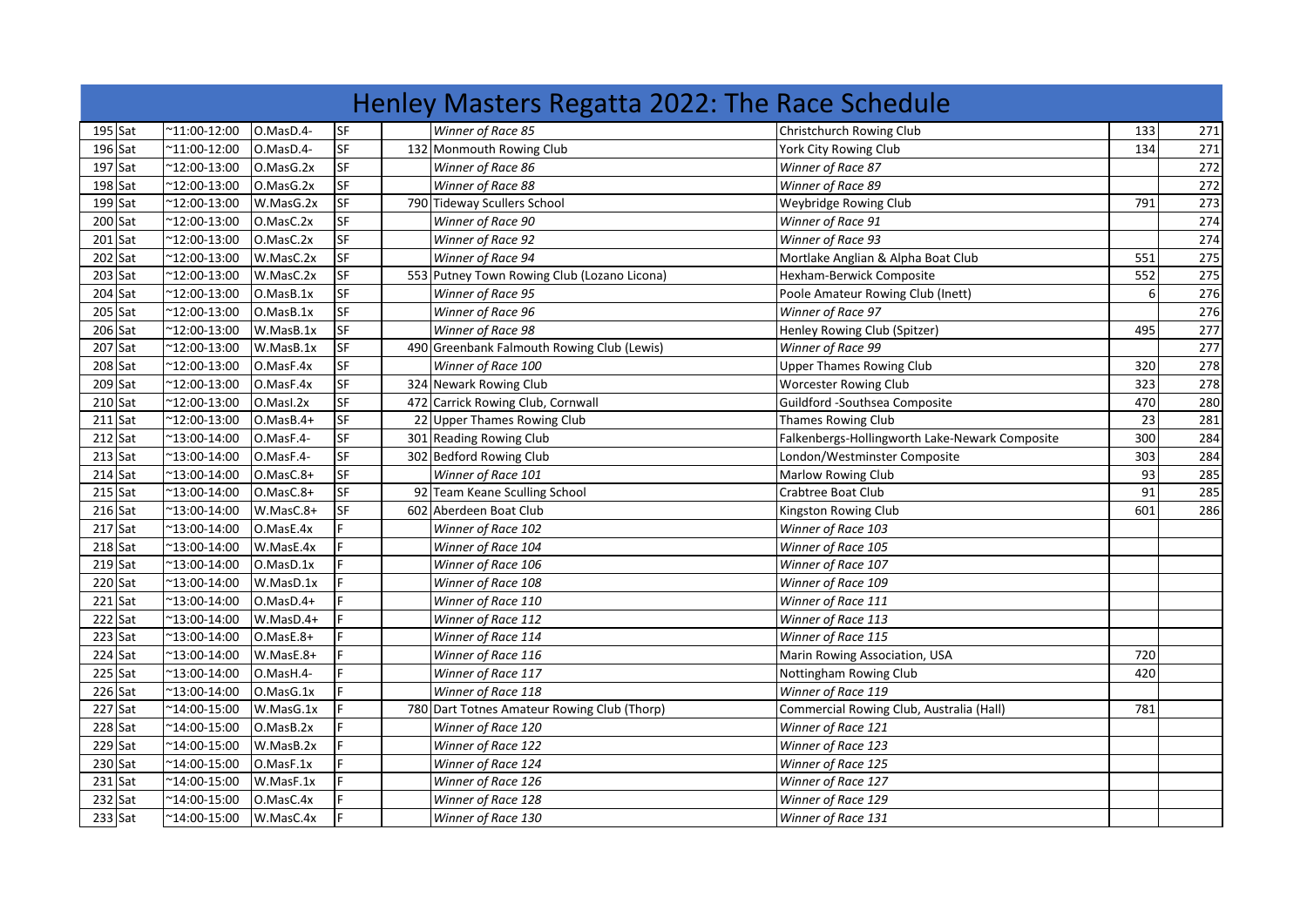# Henley Masters Regatta 2022: The Race Schedule

| | | | | | | | | | |
|---|---|---|---|---|---|---|---|---|---|
| 195 | Sat | ~11:00-12:00 | O.MasD.4- | SF | | Winner of Race 85 | Christchurch Rowing Club | 133 | 271 |
| 196 | Sat | ~11:00-12:00 | O.MasD.4- | SF | 132 | Monmouth Rowing Club | York City Rowing Club | 134 | 271 |
| 197 | Sat | ~12:00-13:00 | O.MasG.2x | SF | | Winner of Race 86 | Winner of Race 87 | | 272 |
| 198 | Sat | ~12:00-13:00 | O.MasG.2x | SF | | Winner of Race 88 | Winner of Race 89 | | 272 |
| 199 | Sat | ~12:00-13:00 | W.MasG.2x | SF | 790 | Tideway Scullers School | Weybridge Rowing Club | 791 | 273 |
| 200 | Sat | ~12:00-13:00 | O.MasC.2x | SF | | Winner of Race 90 | Winner of Race 91 | | 274 |
| 201 | Sat | ~12:00-13:00 | O.MasC.2x | SF | | Winner of Race 92 | Winner of Race 93 | | 274 |
| 202 | Sat | ~12:00-13:00 | W.MasC.2x | SF | | Winner of Race 94 | Mortlake Anglian & Alpha Boat Club | 551 | 275 |
| 203 | Sat | ~12:00-13:00 | W.MasC.2x | SF | 553 | Putney Town Rowing Club (Lozano Licona) | Hexham-Berwick Composite | 552 | 275 |
| 204 | Sat | ~12:00-13:00 | O.MasB.1x | SF | | Winner of Race 95 | Poole Amateur Rowing Club (Inett) | 6 | 276 |
| 205 | Sat | ~12:00-13:00 | O.MasB.1x | SF | | Winner of Race 96 | Winner of Race 97 | | 276 |
| 206 | Sat | ~12:00-13:00 | W.MasB.1x | SF | | Winner of Race 98 | Henley Rowing Club (Spitzer) | 495 | 277 |
| 207 | Sat | ~12:00-13:00 | W.MasB.1x | SF | 490 | Greenbank Falmouth Rowing Club (Lewis) | Winner of Race 99 | | 277 |
| 208 | Sat | ~12:00-13:00 | O.MasF.4x | SF | | Winner of Race 100 | Upper Thames Rowing Club | 320 | 278 |
| 209 | Sat | ~12:00-13:00 | O.MasF.4x | SF | 324 | Newark Rowing Club | Worcester Rowing Club | 323 | 278 |
| 210 | Sat | ~12:00-13:00 | O.MasI.2x | SF | 472 | Carrick Rowing Club, Cornwall | Guildford -Southsea Composite | 470 | 280 |
| 211 | Sat | ~12:00-13:00 | O.MasB.4+ | SF | 22 | Upper Thames Rowing Club | Thames Rowing Club | 23 | 281 |
| 212 | Sat | ~13:00-14:00 | O.MasF.4- | SF | 301 | Reading Rowing Club | Falkenbergs-Hollingworth Lake-Newark Composite | 300 | 284 |
| 213 | Sat | ~13:00-14:00 | O.MasF.4- | SF | 302 | Bedford Rowing Club | London/Westminster Composite | 303 | 284 |
| 214 | Sat | ~13:00-14:00 | O.MasC.8+ | SF | | Winner of Race 101 | Marlow Rowing Club | 93 | 285 |
| 215 | Sat | ~13:00-14:00 | O.MasC.8+ | SF | 92 | Team Keane Sculling School | Crabtree Boat Club | 91 | 285 |
| 216 | Sat | ~13:00-14:00 | W.MasC.8+ | SF | 602 | Aberdeen Boat Club | Kingston Rowing Club | 601 | 286 |
| 217 | Sat | ~13:00-14:00 | O.MasE.4x | F | | Winner of Race 102 | Winner of Race 103 | | |
| 218 | Sat | ~13:00-14:00 | W.MasE.4x | F | | Winner of Race 104 | Winner of Race 105 | | |
| 219 | Sat | ~13:00-14:00 | O.MasD.1x | F | | Winner of Race 106 | Winner of Race 107 | | |
| 220 | Sat | ~13:00-14:00 | W.MasD.1x | F | | Winner of Race 108 | Winner of Race 109 | | |
| 221 | Sat | ~13:00-14:00 | O.MasD.4+ | F | | Winner of Race 110 | Winner of Race 111 | | |
| 222 | Sat | ~13:00-14:00 | W.MasD.4+ | F | | Winner of Race 112 | Winner of Race 113 | | |
| 223 | Sat | ~13:00-14:00 | O.MasE.8+ | F | | Winner of Race 114 | Winner of Race 115 | | |
| 224 | Sat | ~13:00-14:00 | W.MasE.8+ | F | | Winner of Race 116 | Marin Rowing Association, USA | 720 | |
| 225 | Sat | ~13:00-14:00 | O.MasH.4- | F | | Winner of Race 117 | Nottingham Rowing Club | 420 | |
| 226 | Sat | ~13:00-14:00 | O.MasG.1x | F | | Winner of Race 118 | Winner of Race 119 | | |
| 227 | Sat | ~14:00-15:00 | W.MasG.1x | F | 780 | Dart Totnes Amateur Rowing Club (Thorp) | Commercial Rowing Club, Australia (Hall) | 781 | |
| 228 | Sat | ~14:00-15:00 | O.MasB.2x | F | | Winner of Race 120 | Winner of Race 121 | | |
| 229 | Sat | ~14:00-15:00 | W.MasB.2x | F | | Winner of Race 122 | Winner of Race 123 | | |
| 230 | Sat | ~14:00-15:00 | O.MasF.1x | F | | Winner of Race 124 | Winner of Race 125 | | |
| 231 | Sat | ~14:00-15:00 | W.MasF.1x | F | | Winner of Race 126 | Winner of Race 127 | | |
| 232 | Sat | ~14:00-15:00 | O.MasC.4x | F | | Winner of Race 128 | Winner of Race 129 | | |
| 233 | Sat | ~14:00-15:00 | W.MasC.4x | F | | Winner of Race 130 | Winner of Race 131 | | |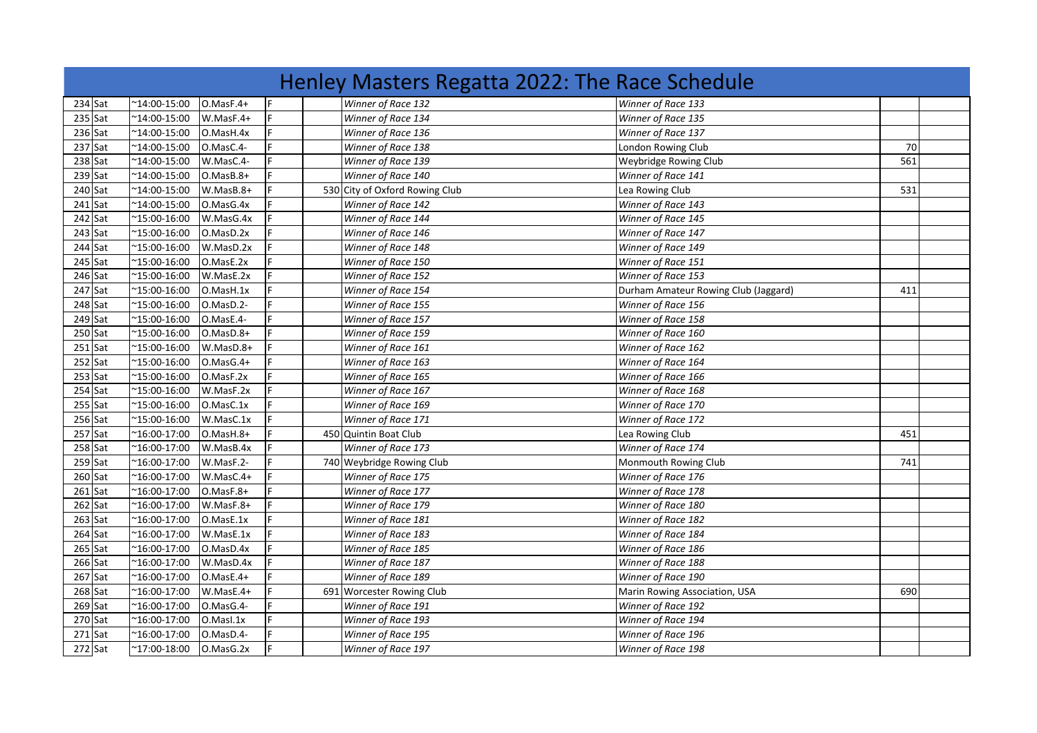# Henley Masters Regatta 2022: The Race Schedule

| | | | | | | | | | |
|---|---|---|---|---|---|---|---|---|---|
| 234 | Sat | ~14:00-15:00 | O.MasF.4+ | F | | *Winner of Race 132* | *Winner of Race 133* | | |
| 235 | Sat | ~14:00-15:00 | W.MasF.4+ | F | | *Winner of Race 134* | *Winner of Race 135* | | |
| 236 | Sat | ~14:00-15:00 | O.MasH.4x | F | | *Winner of Race 136* | *Winner of Race 137* | | |
| 237 | Sat | ~14:00-15:00 | O.MasC.4- | F | | *Winner of Race 138* | London Rowing Club | 70 | |
| 238 | Sat | ~14:00-15:00 | W.MasC.4- | F | | *Winner of Race 139* | Weybridge Rowing Club | 561 | |
| 239 | Sat | ~14:00-15:00 | O.MasB.8+ | F | | *Winner of Race 140* | *Winner of Race 141* | | |
| 240 | Sat | ~14:00-15:00 | W.MasB.8+ | F | 530 | City of Oxford Rowing Club | Lea Rowing Club | 531 | |
| 241 | Sat | ~14:00-15:00 | O.MasG.4x | F | | *Winner of Race 142* | *Winner of Race 143* | | |
| 242 | Sat | ~15:00-16:00 | W.MasG.4x | F | | *Winner of Race 144* | *Winner of Race 145* | | |
| 243 | Sat | ~15:00-16:00 | O.MasD.2x | F | | *Winner of Race 146* | *Winner of Race 147* | | |
| 244 | Sat | ~15:00-16:00 | W.MasD.2x | F | | *Winner of Race 148* | *Winner of Race 149* | | |
| 245 | Sat | ~15:00-16:00 | O.MasE.2x | F | | *Winner of Race 150* | *Winner of Race 151* | | |
| 246 | Sat | ~15:00-16:00 | W.MasE.2x | F | | *Winner of Race 152* | *Winner of Race 153* | | |
| 247 | Sat | ~15:00-16:00 | O.MasH.1x | F | | *Winner of Race 154* | Durham Amateur Rowing Club (Jaggard) | 411 | |
| 248 | Sat | ~15:00-16:00 | O.MasD.2- | F | | *Winner of Race 155* | *Winner of Race 156* | | |
| 249 | Sat | ~15:00-16:00 | O.MasE.4- | F | | *Winner of Race 157* | *Winner of Race 158* | | |
| 250 | Sat | ~15:00-16:00 | O.MasD.8+ | F | | *Winner of Race 159* | *Winner of Race 160* | | |
| 251 | Sat | ~15:00-16:00 | W.MasD.8+ | F | | *Winner of Race 161* | *Winner of Race 162* | | |
| 252 | Sat | ~15:00-16:00 | O.MasG.4+ | F | | *Winner of Race 163* | *Winner of Race 164* | | |
| 253 | Sat | ~15:00-16:00 | O.MasF.2x | F | | *Winner of Race 165* | *Winner of Race 166* | | |
| 254 | Sat | ~15:00-16:00 | W.MasF.2x | F | | *Winner of Race 167* | *Winner of Race 168* | | |
| 255 | Sat | ~15:00-16:00 | O.MasC.1x | F | | *Winner of Race 169* | *Winner of Race 170* | | |
| 256 | Sat | ~15:00-16:00 | W.MasC.1x | F | | *Winner of Race 171* | *Winner of Race 172* | | |
| 257 | Sat | ~16:00-17:00 | O.MasH.8+ | F | 450 | Quintin Boat Club | Lea Rowing Club | 451 | |
| 258 | Sat | ~16:00-17:00 | W.MasB.4x | F | | *Winner of Race 173* | *Winner of Race 174* | | |
| 259 | Sat | ~16:00-17:00 | W.MasF.2- | F | 740 | Weybridge Rowing Club | Monmouth Rowing Club | 741 | |
| 260 | Sat | ~16:00-17:00 | W.MasC.4+ | F | | *Winner of Race 175* | *Winner of Race 176* | | |
| 261 | Sat | ~16:00-17:00 | O.MasF.8+ | F | | *Winner of Race 177* | *Winner of Race 178* | | |
| 262 | Sat | ~16:00-17:00 | W.MasF.8+ | F | | *Winner of Race 179* | *Winner of Race 180* | | |
| 263 | Sat | ~16:00-17:00 | O.MasE.1x | F | | *Winner of Race 181* | *Winner of Race 182* | | |
| 264 | Sat | ~16:00-17:00 | W.MasE.1x | F | | *Winner of Race 183* | *Winner of Race 184* | | |
| 265 | Sat | ~16:00-17:00 | O.MasD.4x | F | | *Winner of Race 185* | *Winner of Race 186* | | |
| 266 | Sat | ~16:00-17:00 | W.MasD.4x | F | | *Winner of Race 187* | *Winner of Race 188* | | |
| 267 | Sat | ~16:00-17:00 | O.MasE.4+ | F | | *Winner of Race 189* | *Winner of Race 190* | | |
| 268 | Sat | ~16:00-17:00 | W.MasE.4+ | F | 691 | Worcester Rowing Club | Marin Rowing Association, USA | 690 | |
| 269 | Sat | ~16:00-17:00 | O.MasG.4- | F | | *Winner of Race 191* | *Winner of Race 192* | | |
| 270 | Sat | ~16:00-17:00 | O.MasI.1x | F | | *Winner of Race 193* | *Winner of Race 194* | | |
| 271 | Sat | ~16:00-17:00 | O.MasD.4- | F | | *Winner of Race 195* | *Winner of Race 196* | | |
| 272 | Sat | ~17:00-18:00 | O.MasG.2x | F | | *Winner of Race 197* | *Winner of Race 198* | | |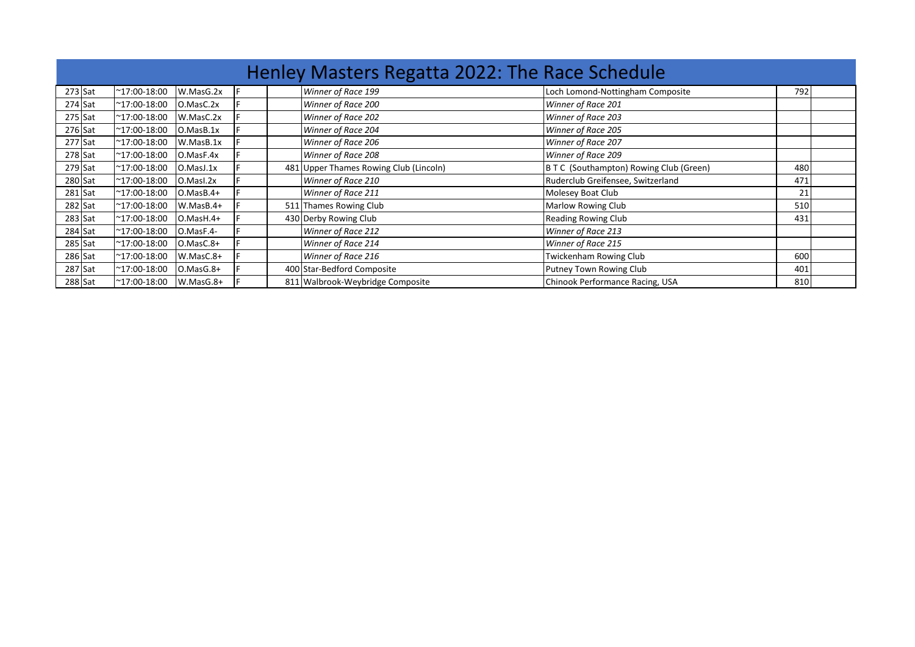# Henley Masters Regatta 2022: The Race Schedule

| | | | | | | | | | |
|---|---|---|---|---|---|---|---|---|---|
| 273 | Sat | ~17:00-18:00 | W.MasG.2x | F | | *Winner of Race 199* | Loch Lomond-Nottingham Composite | 792 | |
| 274 | Sat | ~17:00-18:00 | O.MasC.2x | F | | *Winner of Race 200* | *Winner of Race 201* | | |
| 275 | Sat | ~17:00-18:00 | W.MasC.2x | F | | *Winner of Race 202* | *Winner of Race 203* | | |
| 276 | Sat | ~17:00-18:00 | O.MasB.1x | F | | *Winner of Race 204* | *Winner of Race 205* | | |
| 277 | Sat | ~17:00-18:00 | W.MasB.1x | F | | *Winner of Race 206* | *Winner of Race 207* | | |
| 278 | Sat | ~17:00-18:00 | O.MasF.4x | F | | *Winner of Race 208* | *Winner of Race 209* | | |
| 279 | Sat | ~17:00-18:00 | O.MasJ.1x | F | 481 | Upper Thames Rowing Club (Lincoln) | B T C (Southampton) Rowing Club (Green) | 480 | |
| 280 | Sat | ~17:00-18:00 | O.MasI.2x | F | | *Winner of Race 210* | Ruderclub Greifensee, Switzerland | 471 | |
| 281 | Sat | ~17:00-18:00 | O.MasB.4+ | F | | *Winner of Race 211* | Molesey Boat Club | 21 | |
| 282 | Sat | ~17:00-18:00 | W.MasB.4+ | F | 511 | Thames Rowing Club | Marlow Rowing Club | 510 | |
| 283 | Sat | ~17:00-18:00 | O.MasH.4+ | F | 430 | Derby Rowing Club | Reading Rowing Club | 431 | |
| 284 | Sat | ~17:00-18:00 | O.MasF.4- | F | | *Winner of Race 212* | *Winner of Race 213* | | |
| 285 | Sat | ~17:00-18:00 | O.MasC.8+ | F | | *Winner of Race 214* | *Winner of Race 215* | | |
| 286 | Sat | ~17:00-18:00 | W.MasC.8+ | F | | *Winner of Race 216* | Twickenham Rowing Club | 600 | |
| 287 | Sat | ~17:00-18:00 | O.MasG.8+ | F | 400 | Star-Bedford Composite | Putney Town Rowing Club | 401 | |
| 288 | Sat | ~17:00-18:00 | W.MasG.8+ | F | 811 | Walbrook-Weybridge Composite | Chinook Performance Racing, USA | 810 | |